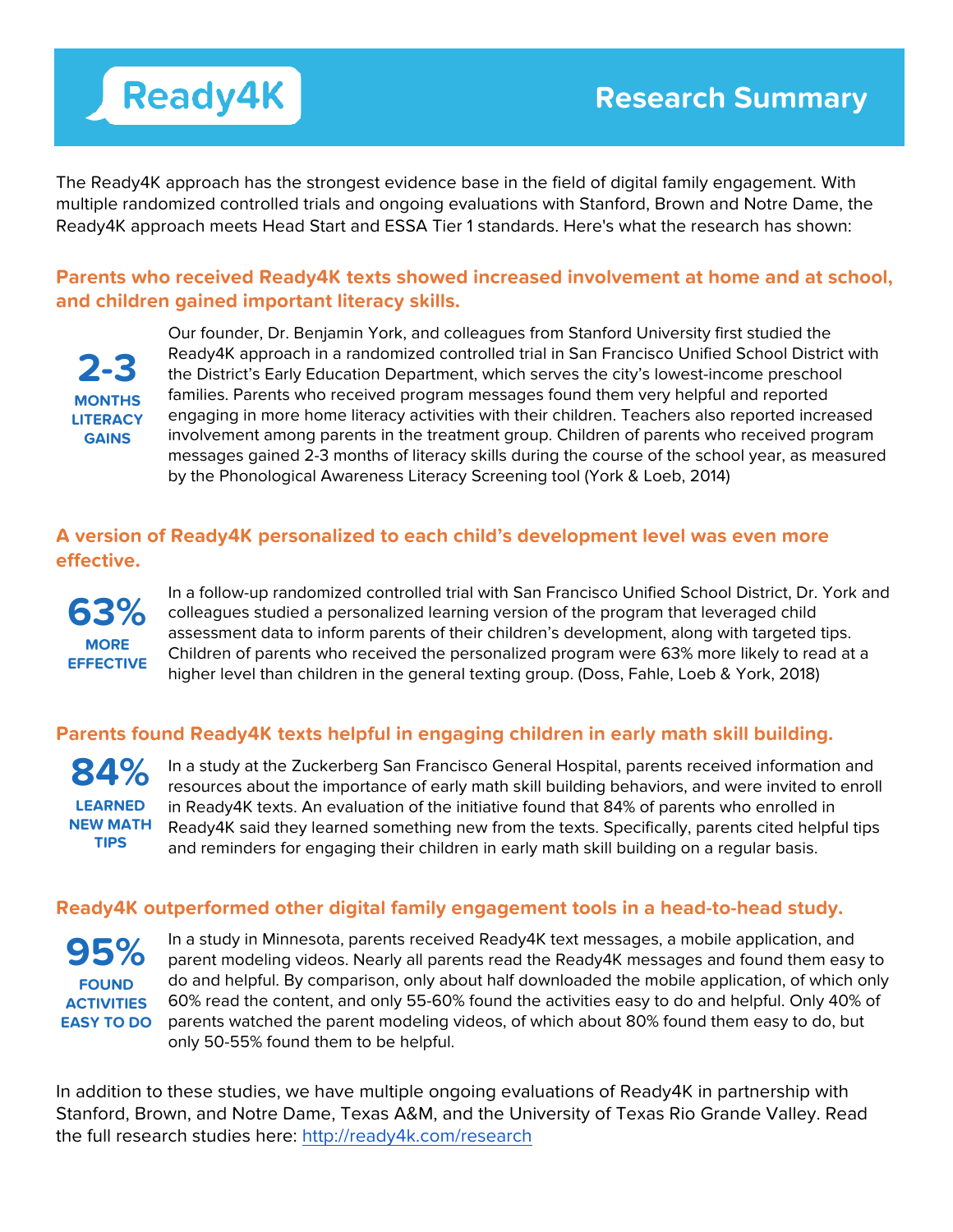# Ready4K

## Research Summary

The Ready4K approach has the strongest evidence base in the field of digital family engagement. With multiple randomized controlled trials and ongoing evaluations with Stanford, Brown and Notre Dame, the Ready4K approach meets Head Start and ESSA Tier 1 standards. Here's what the research has shown:

### Parents who received Ready4K texts showed increased involvement at home and at school, and children gained important literacy skills.

**2-3**
**MONTHS LITERACY GAINS**

Our founder, Dr. Benjamin York, and colleagues from Stanford University first studied the Ready4K approach in a randomized controlled trial in San Francisco Unified School District with the District's Early Education Department, which serves the city's lowest-income preschool families. Parents who received program messages found them very helpful and reported engaging in more home literacy activities with their children. Teachers also reported increased involvement among parents in the treatment group. Children of parents who received program messages gained 2-3 months of literacy skills during the course of the school year, as measured by the Phonological Awareness Literacy Screening tool (York & Loeb, 2014)

### A version of Ready4K personalized to each child's development level was even more effective.

**63%**
**MORE EFFECTIVE**

In a follow-up randomized controlled trial with San Francisco Unified School District, Dr. York and colleagues studied a personalized learning version of the program that leveraged child assessment data to inform parents of their children's development, along with targeted tips. Children of parents who received the personalized program were 63% more likely to read at a higher level than children in the general texting group. (Doss, Fahle, Loeb & York, 2018)

### Parents found Ready4K texts helpful in engaging children in early math skill building.

**84%**
**LEARNED NEW MATH TIPS**

In a study at the Zuckerberg San Francisco General Hospital, parents received information and resources about the importance of early math skill building behaviors, and were invited to enroll in Ready4K texts. An evaluation of the initiative found that 84% of parents who enrolled in Ready4K said they learned something new from the texts. Specifically, parents cited helpful tips and reminders for engaging their children in early math skill building on a regular basis.

### Ready4K outperformed other digital family engagement tools in a head-to-head study.

**95%**
**FOUND ACTIVITIES EASY TO DO**

In a study in Minnesota, parents received Ready4K text messages, a mobile application, and parent modeling videos. Nearly all parents read the Ready4K messages and found them easy to do and helpful. By comparison, only about half downloaded the mobile application, of which only 60% read the content, and only 55-60% found the activities easy to do and helpful. Only 40% of parents watched the parent modeling videos, of which about 80% found them easy to do, but only 50-55% found them to be helpful.

In addition to these studies, we have multiple ongoing evaluations of Ready4K in partnership with Stanford, Brown, and Notre Dame, Texas A&M, and the University of Texas Rio Grande Valley. Read the full research studies here: [http://ready4k.com/research](http://ready4k.com/research)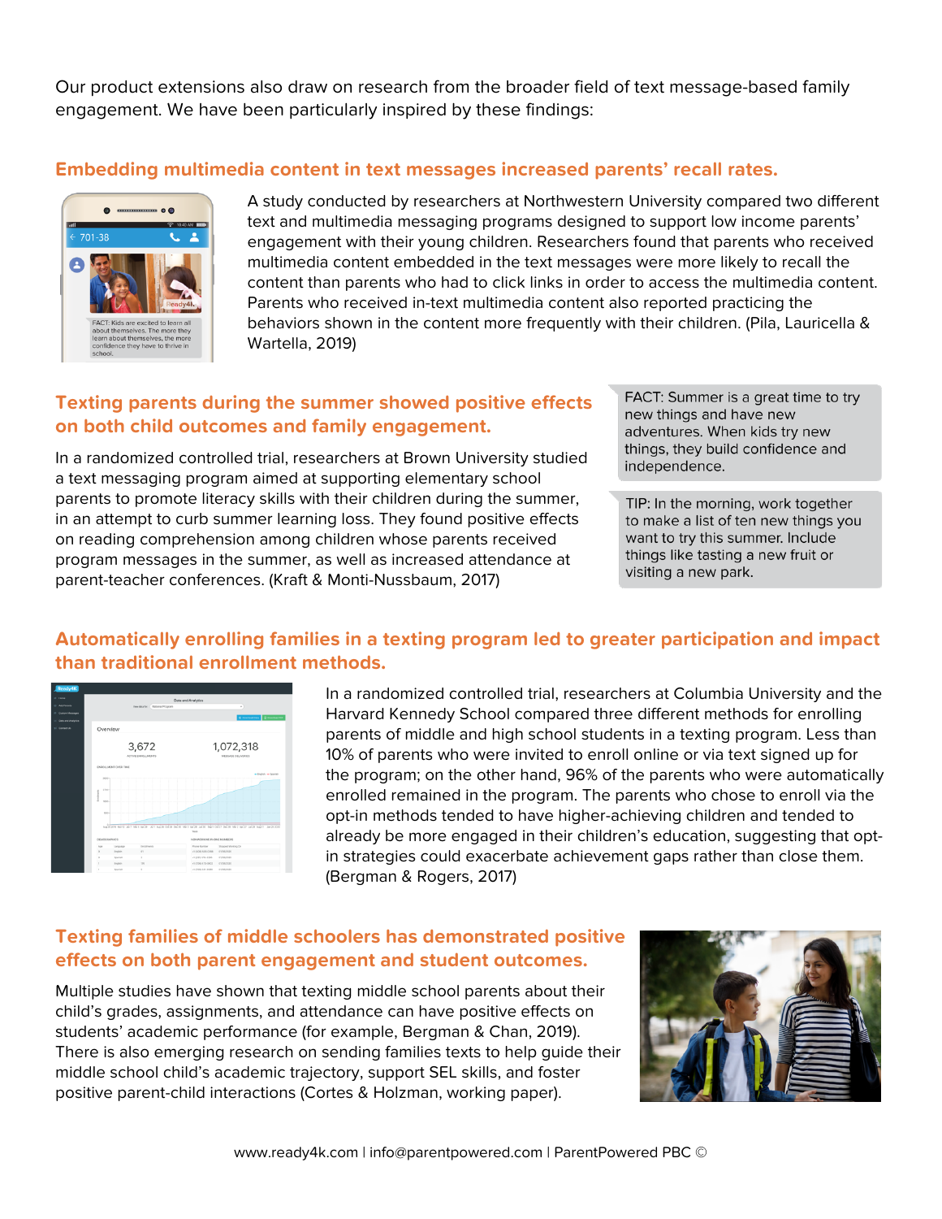Our product extensions also draw on research from the broader field of text message-based family engagement. We have been particularly inspired by these findings:

## Embedding multimedia content in text messages increased parents' recall rates.

A study conducted by researchers at Northwestern University compared two different text and multimedia messaging programs designed to support low income parents' engagement with their young children. Researchers found that parents who received multimedia content embedded in the text messages were more likely to recall the content than parents who had to click links in order to access the multimedia content. Parents who received in-text multimedia content also reported practicing the behaviors shown in the content more frequently with their children. (Pila, Lauricella & Wartella, 2019)

## Texting parents during the summer showed positive effects on both child outcomes and family engagement.

In a randomized controlled trial, researchers at Brown University studied a text messaging program aimed at supporting elementary school parents to promote literacy skills with their children during the summer, in an attempt to curb summer learning loss. They found positive effects on reading comprehension among children whose parents received program messages in the summer, as well as increased attendance at parent-teacher conferences. (Kraft & Monti-Nussbaum, 2017)

FACT: Summer is a great time to try new things and have new adventures. When kids try new things, they build confidence and independence.

TIP: In the morning, work together to make a list of ten new things you want to try this summer. Include things like tasting a new fruit or visiting a new park.

## Automatically enrolling families in a texting program led to greater participation and impact than traditional enrollment methods.

In a randomized controlled trial, researchers at Columbia University and the Harvard Kennedy School compared three different methods for enrolling parents of middle and high school students in a texting program. Less than 10% of parents who were invited to enroll online or via text signed up for the program; on the other hand, 96% of the parents who were automatically enrolled remained in the program. The parents who chose to enroll via the opt-in methods tended to have higher-achieving children and tended to already be more engaged in their children's education, suggesting that opt-in strategies could exacerbate achievement gaps rather than close them. (Bergman & Rogers, 2017)

## Texting families of middle schoolers has demonstrated positive effects on both parent engagement and student outcomes.

Multiple studies have shown that texting middle school parents about their child's grades, assignments, and attendance can have positive effects on students' academic performance (for example, Bergman & Chan, 2019). There is also emerging research on sending families texts to help guide their middle school child's academic trajectory, support SEL skills, and foster positive parent-child interactions (Cortes & Holzman, working paper).